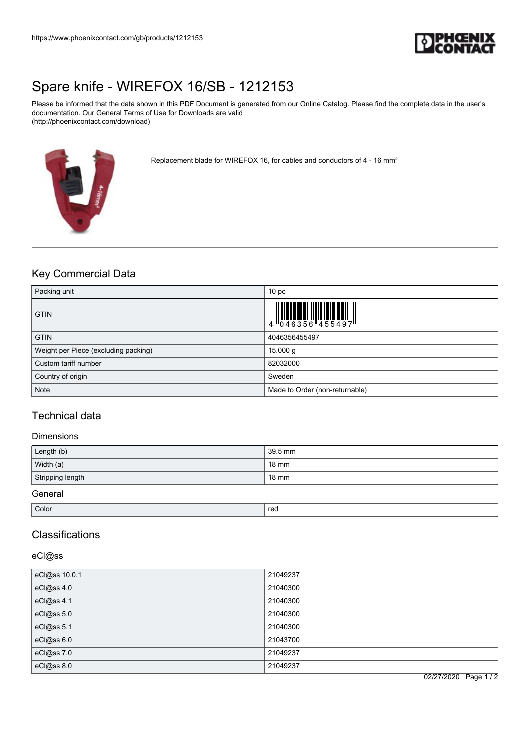# Spare knife - WIREFOX 16/SB - 1212153

Please be informed that the data shown in this PDF Document is generated from our Online Catalog. Please find the complete data in the user's documentation. Our General Terms of Use for Downloads are valid (http://phoenixcontact.com/download)

Replacement blade for WIREFOX 16, for cables and conductors of 4 - 16 mm²

## Key Commercial Data

| | |
|---|---|
| Packing unit | 10 pc |
| GTIN | 4 046356 455497 |
| GTIN | 4046356455497 |
| Weight per Piece (excluding packing) | 15.000 g |
| Custom tariff number | 82032000 |
| Country of origin | Sweden |
| Note | Made to Order (non-returnable) |

## Technical data

### Dimensions

| | |
|---|---|
| Length (b) | 39.5 mm |
| Width (a) | 18 mm |
| Stripping length | 18 mm |

### General

| | |
|---|---|
| Color | red |

## Classifications

### eCl@ss

| | |
|---|---|
| eCl@ss 10.0.1 | 21049237 |
| eCl@ss 4.0 | 21040300 |
| eCl@ss 4.1 | 21040300 |
| eCl@ss 5.0 | 21040300 |
| eCl@ss 5.1 | 21040300 |
| eCl@ss 6.0 | 21043700 |
| eCl@ss 7.0 | 21049237 |
| eCl@ss 8.0 | 21049237 |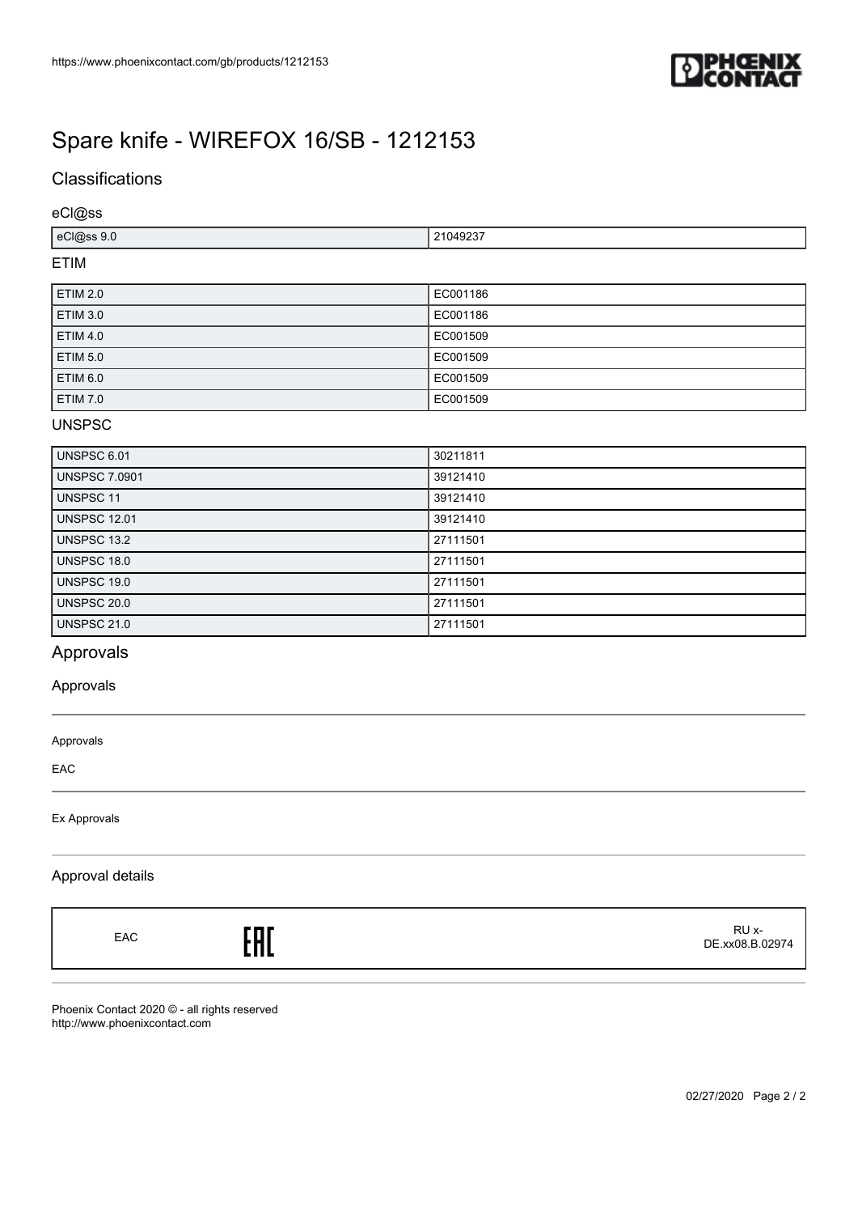# Spare knife - WIREFOX 16/SB - 1212153

## Classifications

### eCl@ss

| | |
|---|---|
| eCl@ss 9.0 | 21049237 |

### ETIM

| | |
|---|---|
| ETIM 2.0 | EC001186 |
| ETIM 3.0 | EC001186 |
| ETIM 4.0 | EC001509 |
| ETIM 5.0 | EC001509 |
| ETIM 6.0 | EC001509 |
| ETIM 7.0 | EC001509 |

### UNSPSC

| | |
|---|---|
| UNSPSC 6.01 | 30211811 |
| UNSPSC 7.0901 | 39121410 |
| UNSPSC 11 | 39121410 |
| UNSPSC 12.01 | 39121410 |
| UNSPSC 13.2 | 27111501 |
| UNSPSC 18.0 | 27111501 |
| UNSPSC 19.0 | 27111501 |
| UNSPSC 20.0 | 27111501 |
| UNSPSC 21.0 | 27111501 |

## Approvals

### Approvals

Approvals

EAC

Ex Approvals

### Approval details

| | | |
|---|---|---|
| EAC | EAC | RU x-DE.xx08.B.02974 |

Phoenix Contact 2020 © - all rights reserved
http://www.phoenixcontact.com